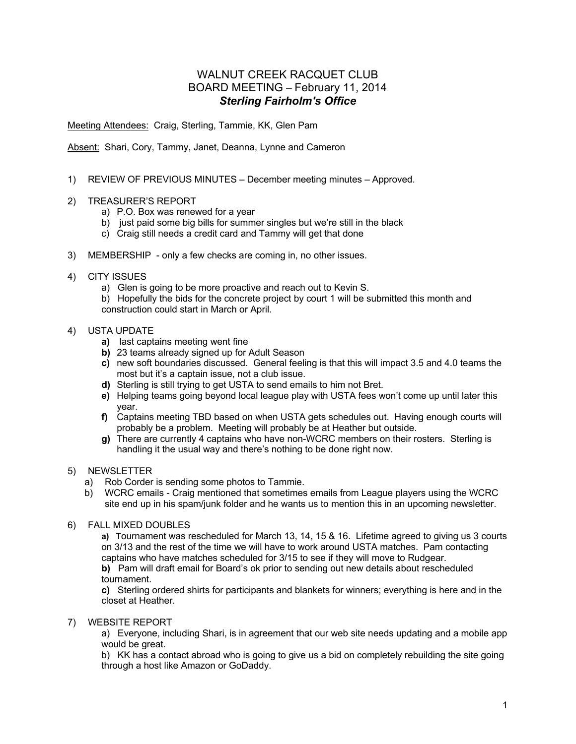# WALNUT CREEK RACQUET CLUB
## BOARD MEETING – February 11, 2014
### ***Sterling Fairholm's Office***

<u>Meeting Attendees:</u> Craig, Sterling, Tammie, KK, Glen Pam

<u>Absent:</u> Shari, Cory, Tammy, Janet, Deanna, Lynne and Cameron

1) REVIEW OF PREVIOUS MINUTES – December meeting minutes – Approved.

2) TREASURER'S REPORT
   a) P.O. Box was renewed for a year
   b) just paid some big bills for summer singles but we're still in the black
   c) Craig still needs a credit card and Tammy will get that done

3) MEMBERSHIP - only a few checks are coming in, no other issues.

4) CITY ISSUES
   a) Glen is going to be more proactive and reach out to Kevin S.
   b) Hopefully the bids for the concrete project by court 1 will be submitted this month and construction could start in March or April.

4) USTA UPDATE
   **a)** last captains meeting went fine
   **b)** 23 teams already signed up for Adult Season
   **c)** new soft boundaries discussed. General feeling is that this will impact 3.5 and 4.0 teams the most but it's a captain issue, not a club issue.
   **d)** Sterling is still trying to get USTA to send emails to him not Bret.
   **e)** Helping teams going beyond local league play with USTA fees won't come up until later this year.
   **f)** Captains meeting TBD based on when USTA gets schedules out. Having enough courts will probably be a problem. Meeting will probably be at Heather but outside.
   **g)** There are currently 4 captains who have non-WCRC members on their rosters. Sterling is handling it the usual way and there's nothing to be done right now.

5) NEWSLETTER
   a) Rob Corder is sending some photos to Tammie.
   b) WCRC emails - Craig mentioned that sometimes emails from League players using the WCRC site end up in his spam/junk folder and he wants us to mention this in an upcoming newsletter.

6) FALL MIXED DOUBLES
   **a)** Tournament was rescheduled for March 13, 14, 15 & 16. Lifetime agreed to giving us 3 courts on 3/13 and the rest of the time we will have to work around USTA matches. Pam contacting captains who have matches scheduled for 3/15 to see if they will move to Rudgear.
   **b)** Pam will draft email for Board's ok prior to sending out new details about rescheduled tournament.
   **c)** Sterling ordered shirts for participants and blankets for winners; everything is here and in the closet at Heather.

7) WEBSITE REPORT
   a) Everyone, including Shari, is in agreement that our web site needs updating and a mobile app would be great.
   b) KK has a contact abroad who is going to give us a bid on completely rebuilding the site going through a host like Amazon or GoDaddy.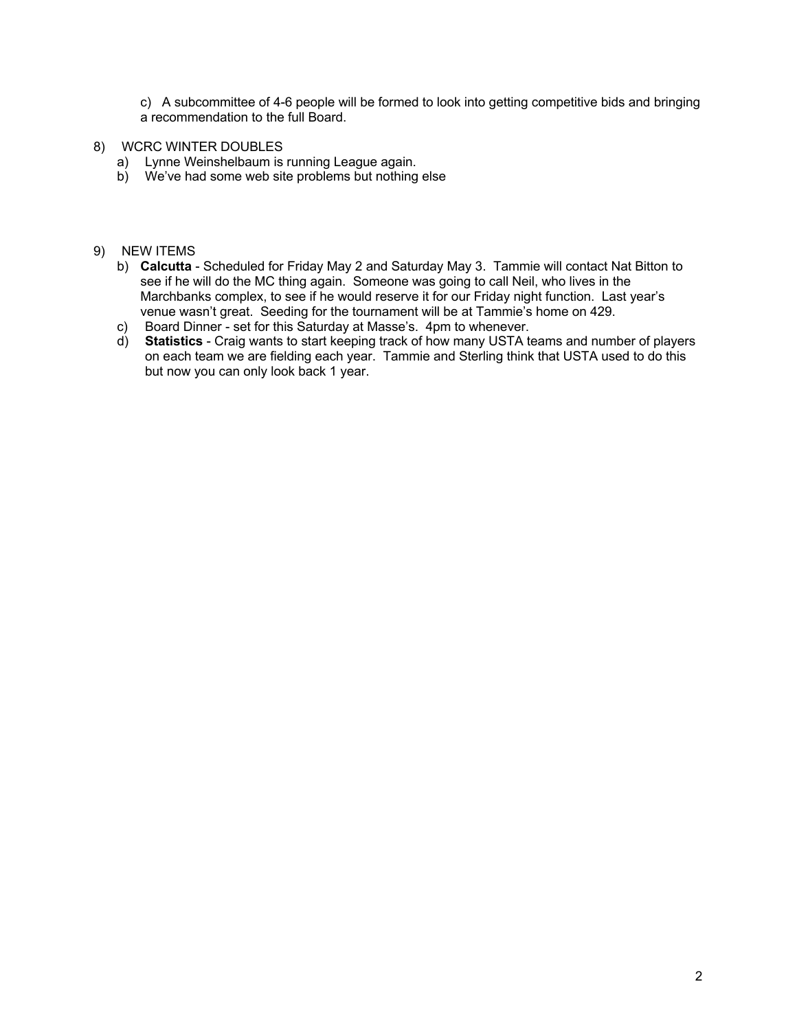c) A subcommittee of 4-6 people will be formed to look into getting competitive bids and bringing a recommendation to the full Board.

8) WCRC WINTER DOUBLES

a) Lynne Weinshelbaum is running League again.
b) We've had some web site problems but nothing else

9) NEW ITEMS

b) **Calcutta** - Scheduled for Friday May 2 and Saturday May 3. Tammie will contact Nat Bitton to see if he will do the MC thing again. Someone was going to call Neil, who lives in the Marchbanks complex, to see if he would reserve it for our Friday night function. Last year's venue wasn't great. Seeding for the tournament will be at Tammie's home on 429.
c) Board Dinner - set for this Saturday at Masse's. 4pm to whenever.
d) **Statistics** - Craig wants to start keeping track of how many USTA teams and number of players on each team we are fielding each year. Tammie and Sterling think that USTA used to do this but now you can only look back 1 year.